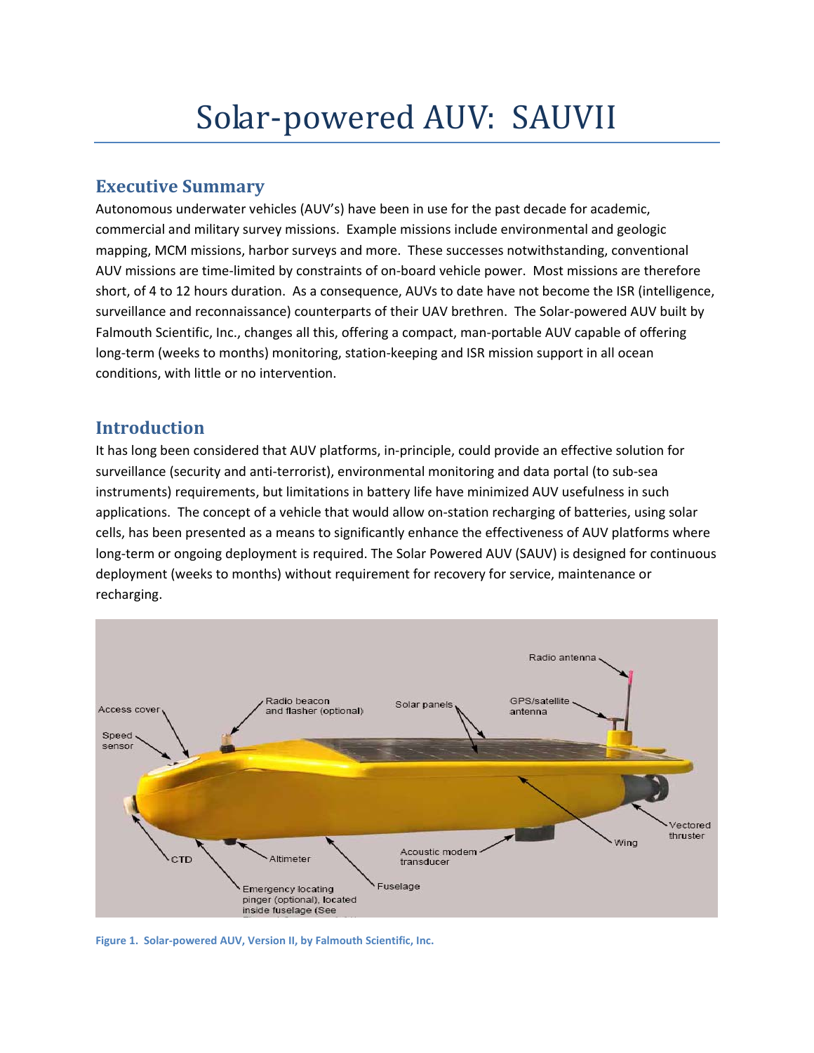# Solar-powered AUV: SAUVII

## Executive Summary

Autonomous underwater vehicles (AUV's) have been in use for the past decade for academic, commercial and military survey missions. Example missions include environmental and geologic mapping, MCM missions, harbor surveys and more. These successes notwithstanding, conventional AUV missions are time-limited by constraints of on-board vehicle power. Most missions are therefore short, of 4 to 12 hours duration. As a consequence, AUVs to date have not become the ISR (intelligence, surveillance and reconnaissance) counterparts of their UAV brethren. The Solar-powered AUV built by Falmouth Scientific, Inc., changes all this, offering a compact, man-portable AUV capable of offering long-term (weeks to months) monitoring, station-keeping and ISR mission support in all ocean conditions, with little or no intervention.

## Introduction

It has long been considered that AUV platforms, in-principle, could provide an effective solution for surveillance (security and anti-terrorist), environmental monitoring and data portal (to sub-sea instruments) requirements, but limitations in battery life have minimized AUV usefulness in such applications. The concept of a vehicle that would allow on-station recharging of batteries, using solar cells, has been presented as a means to significantly enhance the effectiveness of AUV platforms where long-term or ongoing deployment is required. The Solar Powered AUV (SAUV) is designed for continuous deployment (weeks to months) without requirement for recovery for service, maintenance or recharging.

**Figure 1. Solar-powered AUV, Version II, by Falmouth Scientific, Inc.**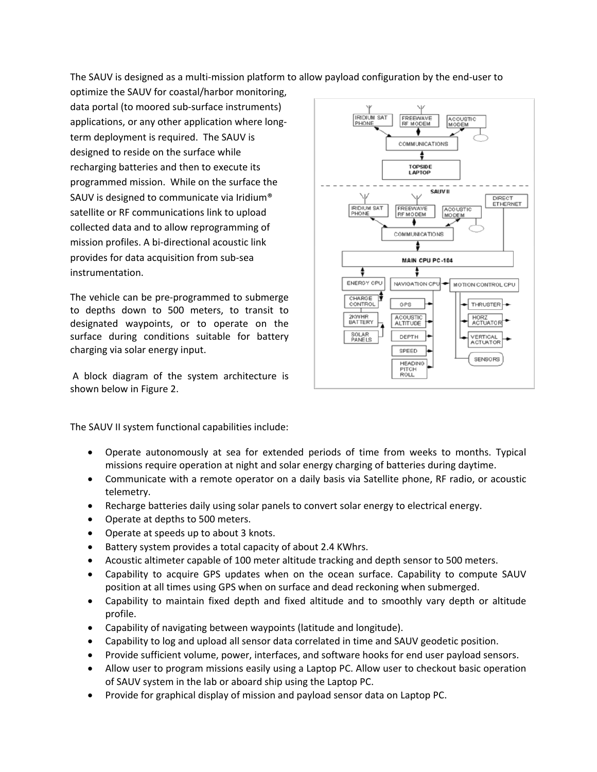The SAUV is designed as a multi-mission platform to allow payload configuration by the end-user to optimize the SAUV for coastal/harbor monitoring, data portal (to moored sub-surface instruments) applications, or any other application where long-term deployment is required. The SAUV is designed to reside on the surface while recharging batteries and then to execute its programmed mission. While on the surface the SAUV is designed to communicate via Iridium® satellite or RF communications link to upload collected data and to allow reprogramming of mission profiles. A bi-directional acoustic link provides for data acquisition from sub-sea instrumentation.

The vehicle can be pre-programmed to submerge to depths down to 500 meters, to transit to designated waypoints, or to operate on the surface during conditions suitable for battery charging via solar energy input.

A block diagram of the system architecture is shown below in Figure 2.

The SAUV II system functional capabilities include:

- Operate autonomously at sea for extended periods of time from weeks to months. Typical missions require operation at night and solar energy charging of batteries during daytime.
- Communicate with a remote operator on a daily basis via Satellite phone, RF radio, or acoustic telemetry.
- Recharge batteries daily using solar panels to convert solar energy to electrical energy.
- Operate at depths to 500 meters.
- Operate at speeds up to about 3 knots.
- Battery system provides a total capacity of about 2.4 KWhrs.
- Acoustic altimeter capable of 100 meter altitude tracking and depth sensor to 500 meters.
- Capability to acquire GPS updates when on the ocean surface. Capability to compute SAUV position at all times using GPS when on surface and dead reckoning when submerged.
- Capability to maintain fixed depth and fixed altitude and to smoothly vary depth or altitude profile.
- Capability of navigating between waypoints (latitude and longitude).
- Capability to log and upload all sensor data correlated in time and SAUV geodetic position.
- Provide sufficient volume, power, interfaces, and software hooks for end user payload sensors.
- Allow user to program missions easily using a Laptop PC. Allow user to checkout basic operation of SAUV system in the lab or aboard ship using the Laptop PC.
- Provide for graphical display of mission and payload sensor data on Laptop PC.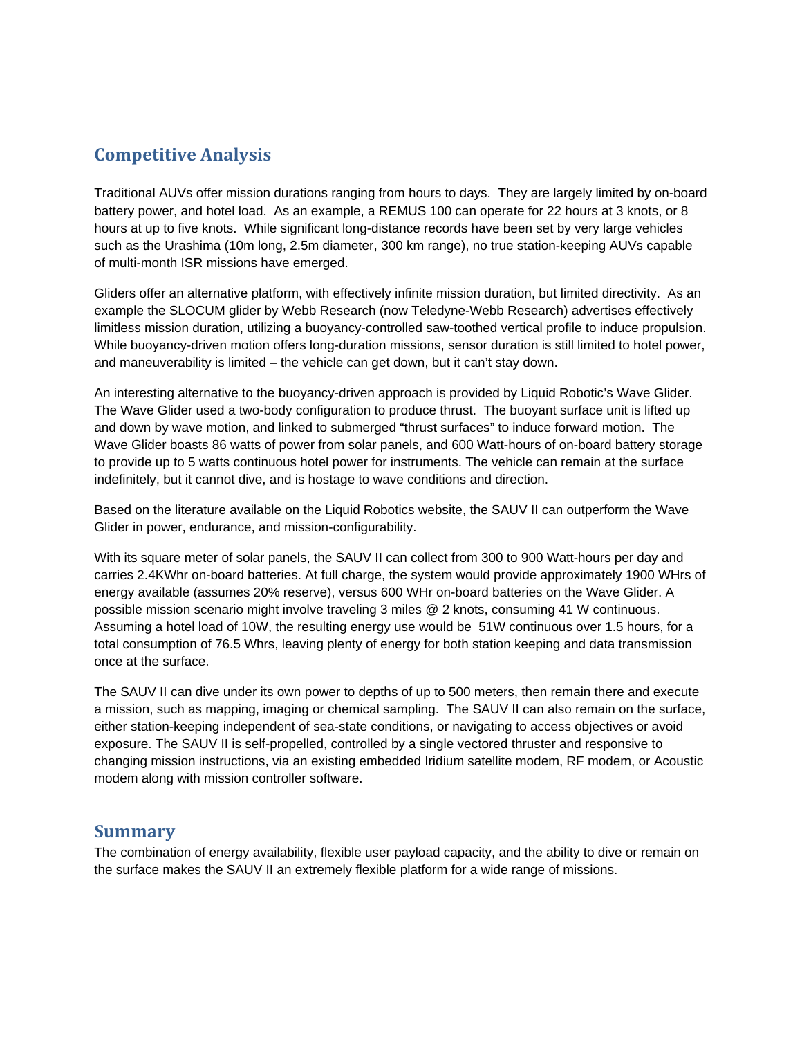## Competitive Analysis

Traditional AUVs offer mission durations ranging from hours to days. They are largely limited by on-board battery power, and hotel load. As an example, a REMUS 100 can operate for 22 hours at 3 knots, or 8 hours at up to five knots. While significant long-distance records have been set by very large vehicles such as the Urashima (10m long, 2.5m diameter, 300 km range), no true station-keeping AUVs capable of multi-month ISR missions have emerged.

Gliders offer an alternative platform, with effectively infinite mission duration, but limited directivity. As an example the SLOCUM glider by Webb Research (now Teledyne-Webb Research) advertises effectively limitless mission duration, utilizing a buoyancy-controlled saw-toothed vertical profile to induce propulsion. While buoyancy-driven motion offers long-duration missions, sensor duration is still limited to hotel power, and maneuverability is limited – the vehicle can get down, but it can't stay down.

An interesting alternative to the buoyancy-driven approach is provided by Liquid Robotic's Wave Glider. The Wave Glider used a two-body configuration to produce thrust. The buoyant surface unit is lifted up and down by wave motion, and linked to submerged "thrust surfaces" to induce forward motion. The Wave Glider boasts 86 watts of power from solar panels, and 600 Watt-hours of on-board battery storage to provide up to 5 watts continuous hotel power for instruments. The vehicle can remain at the surface indefinitely, but it cannot dive, and is hostage to wave conditions and direction.

Based on the literature available on the Liquid Robotics website, the SAUV II can outperform the Wave Glider in power, endurance, and mission-configurability.

With its square meter of solar panels, the SAUV II can collect from 300 to 900 Watt-hours per day and carries 2.4KWhr on-board batteries. At full charge, the system would provide approximately 1900 WHrs of energy available (assumes 20% reserve), versus 600 WHr on-board batteries on the Wave Glider. A possible mission scenario might involve traveling 3 miles @ 2 knots, consuming 41 W continuous. Assuming a hotel load of 10W, the resulting energy use would be 51W continuous over 1.5 hours, for a total consumption of 76.5 Whrs, leaving plenty of energy for both station keeping and data transmission once at the surface.

The SAUV II can dive under its own power to depths of up to 500 meters, then remain there and execute a mission, such as mapping, imaging or chemical sampling. The SAUV II can also remain on the surface, either station-keeping independent of sea-state conditions, or navigating to access objectives or avoid exposure. The SAUV II is self-propelled, controlled by a single vectored thruster and responsive to changing mission instructions, via an existing embedded Iridium satellite modem, RF modem, or Acoustic modem along with mission controller software.

## Summary

The combination of energy availability, flexible user payload capacity, and the ability to dive or remain on the surface makes the SAUV II an extremely flexible platform for a wide range of missions.